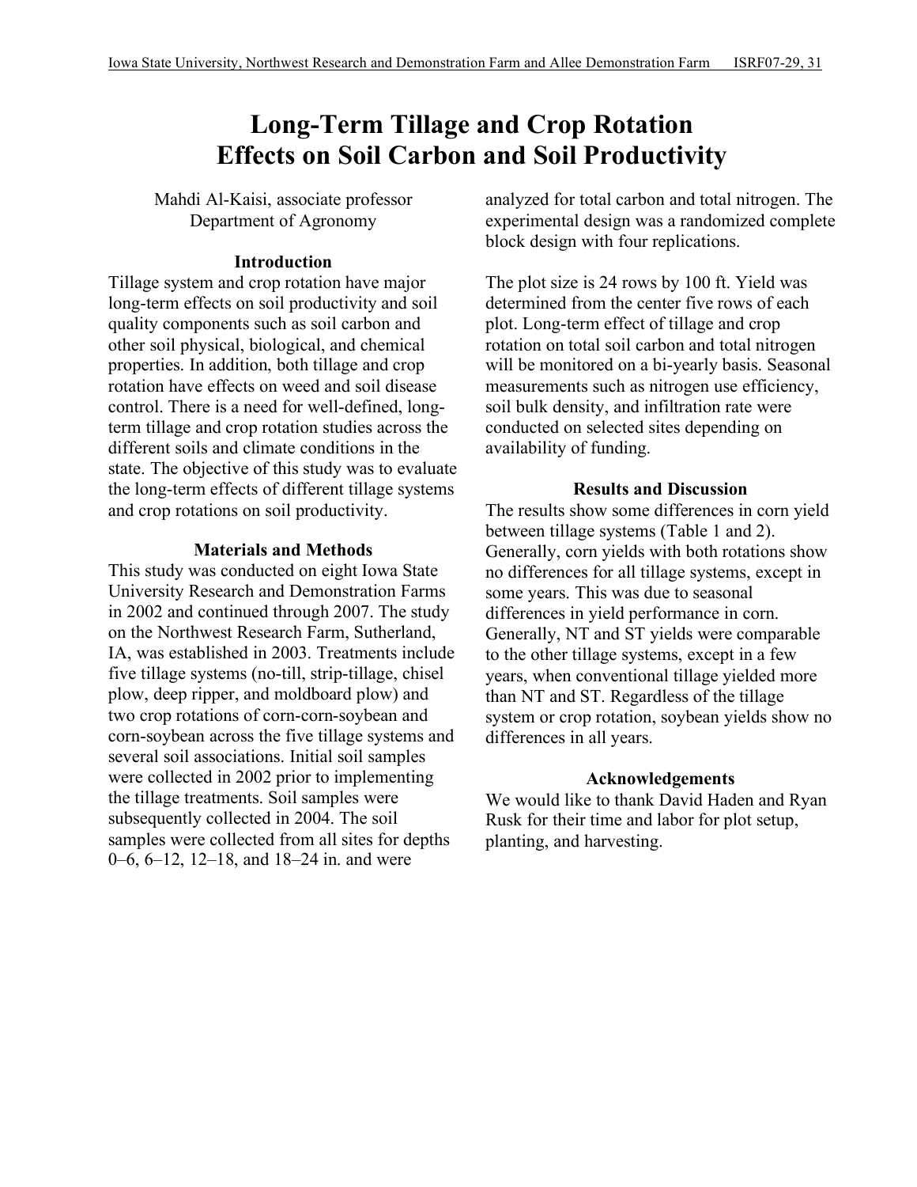# Long-Term Tillage and Crop Rotation Effects on Soil Carbon and Soil Productivity

Mahdi Al-Kaisi, associate professor
Department of Agronomy

## Introduction

Tillage system and crop rotation have major long-term effects on soil productivity and soil quality components such as soil carbon and other soil physical, biological, and chemical properties. In addition, both tillage and crop rotation have effects on weed and soil disease control. There is a need for well-defined, long-term tillage and crop rotation studies across the different soils and climate conditions in the state. The objective of this study was to evaluate the long-term effects of different tillage systems and crop rotations on soil productivity.

## Materials and Methods

This study was conducted on eight Iowa State University Research and Demonstration Farms in 2002 and continued through 2007. The study on the Northwest Research Farm, Sutherland, IA, was established in 2003. Treatments include five tillage systems (no-till, strip-tillage, chisel plow, deep ripper, and moldboard plow) and two crop rotations of corn-corn-soybean and corn-soybean across the five tillage systems and several soil associations. Initial soil samples were collected in 2002 prior to implementing the tillage treatments. Soil samples were subsequently collected in 2004. The soil samples were collected from all sites for depths 0–6, 6–12, 12–18, and 18–24 in. and were analyzed for total carbon and total nitrogen. The experimental design was a randomized complete block design with four replications.

The plot size is 24 rows by 100 ft. Yield was determined from the center five rows of each plot. Long-term effect of tillage and crop rotation on total soil carbon and total nitrogen will be monitored on a bi-yearly basis. Seasonal measurements such as nitrogen use efficiency, soil bulk density, and infiltration rate were conducted on selected sites depending on availability of funding.

## Results and Discussion

The results show some differences in corn yield between tillage systems (Table 1 and 2). Generally, corn yields with both rotations show no differences for all tillage systems, except in some years. This was due to seasonal differences in yield performance in corn. Generally, NT and ST yields were comparable to the other tillage systems, except in a few years, when conventional tillage yielded more than NT and ST. Regardless of the tillage system or crop rotation, soybean yields show no differences in all years.

## Acknowledgements

We would like to thank David Haden and Ryan Rusk for their time and labor for plot setup, planting, and harvesting.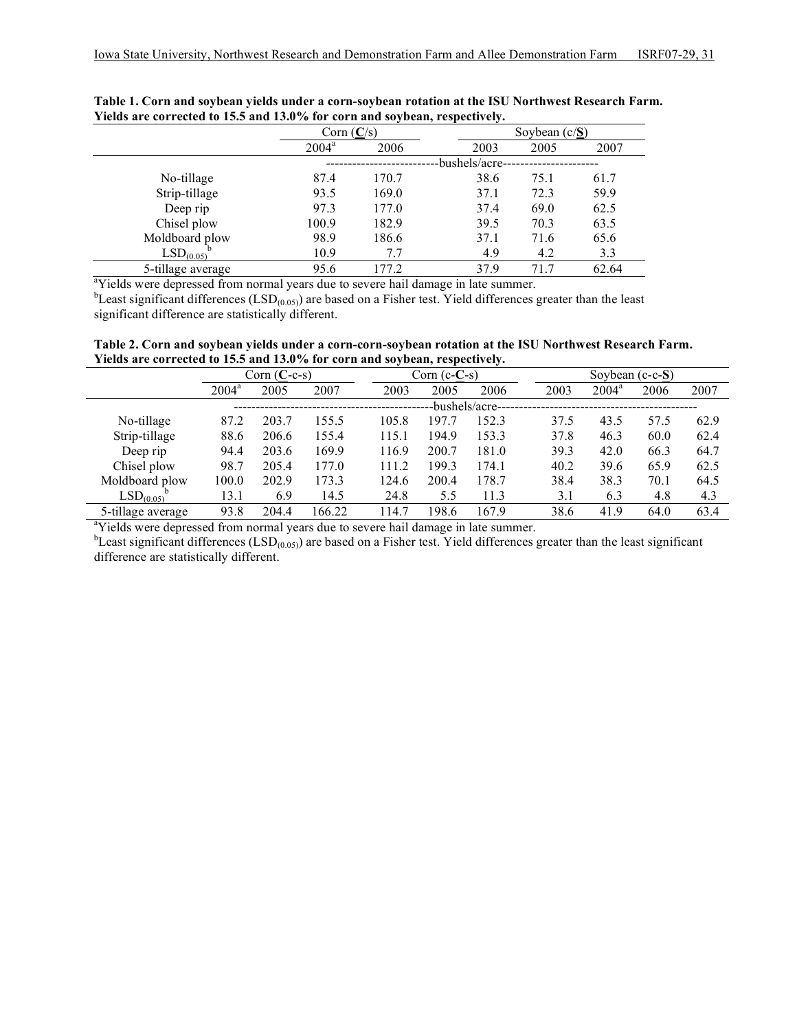**Table 1. Corn and soybean yields under a corn-soybean rotation at the ISU Northwest Research Farm. Yields are corrected to 15.5 and 13.0% for corn and soybean, respectively.**

| | Corn (**C**/s) | | Soybean (c/**S**) | | |
|---|---|---|---|---|---|
| | 2004[a] | 2006 | 2003 | 2005 | 2007 |
| | bushels/acre | | | | |
| No-tillage | 87.4 | 170.7 | 38.6 | 75.1 | 61.7 |
| Strip-tillage | 93.5 | 169.0 | 37.1 | 72.3 | 59.9 |
| Deep rip | 97.3 | 177.0 | 37.4 | 69.0 | 62.5 |
| Chisel plow | 100.9 | 182.9 | 39.5 | 70.3 | 63.5 |
| Moldboard plow | 98.9 | 186.6 | 37.1 | 71.6 | 65.6 |
| $LSD_{(0.05)}$[b] | 10.9 | 7.7 | 4.9 | 4.2 | 3.3 |
| 5-tillage average | 95.6 | 177.2 | 37.9 | 71.7 | 62.64 |

[a]Yields were depressed from normal years due to severe hail damage in late summer.
[b]Least significant differences ($LSD_{(0.05)}$) are based on a Fisher test. Yield differences greater than the least significant difference are statistically different.

**Table 2. Corn and soybean yields under a corn-corn-soybean rotation at the ISU Northwest Research Farm. Yields are corrected to 15.5 and 13.0% for corn and soybean, respectively.**

| | Corn (**C**-c-s) | | | Corn (c-**C**-s) | | | Soybean (c-c-**S**) | | | |
|---|---|---|---|---|---|---|---|---|---|---|
| | 2004[a] | 2005 | 2007 | 2003 | 2005 | 2006 | 2003 | 2004[a] | 2006 | 2007 |
| | bushels/acre | | | | | | | | | |
| No-tillage | 87.2 | 203.7 | 155.5 | 105.8 | 197.7 | 152.3 | 37.5 | 43.5 | 57.5 | 62.9 |
| Strip-tillage | 88.6 | 206.6 | 155.4 | 115.1 | 194.9 | 153.3 | 37.8 | 46.3 | 60.0 | 62.4 |
| Deep rip | 94.4 | 203.6 | 169.9 | 116.9 | 200.7 | 181.0 | 39.3 | 42.0 | 66.3 | 64.7 |
| Chisel plow | 98.7 | 205.4 | 177.0 | 111.2 | 199.3 | 174.1 | 40.2 | 39.6 | 65.9 | 62.5 |
| Moldboard plow | 100.0 | 202.9 | 173.3 | 124.6 | 200.4 | 178.7 | 38.4 | 38.3 | 70.1 | 64.5 |
| $LSD_{(0.05)}$[b] | 13.1 | 6.9 | 14.5 | 24.8 | 5.5 | 11.3 | 3.1 | 6.3 | 4.8 | 4.3 |
| 5-tillage average | 93.8 | 204.4 | 166.22 | 114.7 | 198.6 | 167.9 | 38.6 | 41.9 | 64.0 | 63.4 |

[a]Yields were depressed from normal years due to severe hail damage in late summer.
[b]Least significant differences ($LSD_{(0.05)}$) are based on a Fisher test. Yield differences greater than the least significant difference are statistically different.